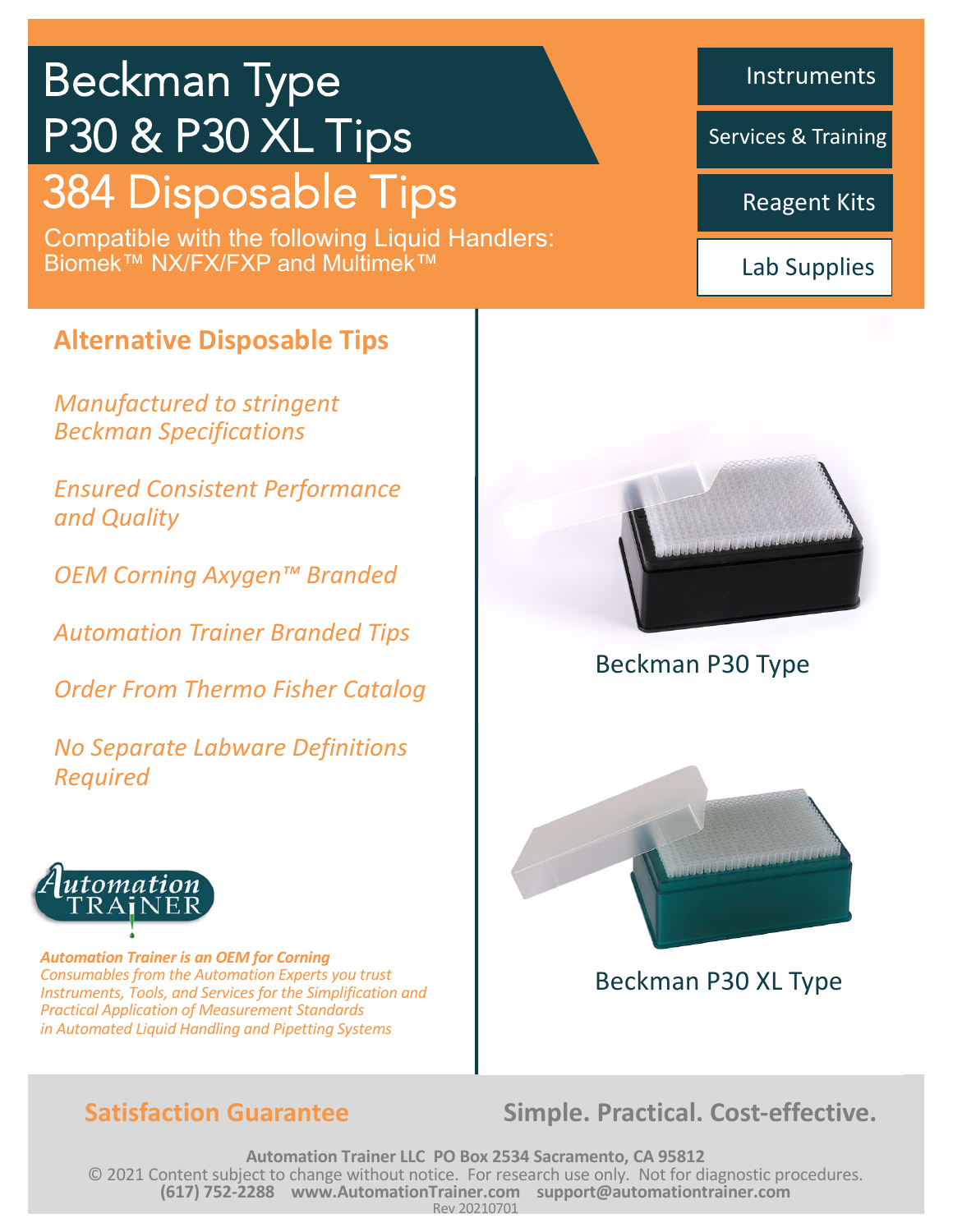# Beckman Type P30 & P30 XL Tips

## 384 Disposable Tips

Compatible with the following Liquid Handlers:
Biomek™ NX/FX/FXP and Multimek™

- Instruments
- Services & Training
- Reagent Kits
- Lab Supplies

## Alternative Disposable Tips

*Manufactured to stringent Beckman Specifications*

*Ensured Consistent Performance and Quality*

*OEM Corning Axygen™ Branded*

*Automation Trainer Branded Tips*

*Order From Thermo Fisher Catalog*

*No Separate Labware Definitions Required*

Automation TRAINER

***Automation Trainer is an OEM for Corning***
*Consumables from the Automation Experts you trust*
*Instruments, Tools, and Services for the Simplification and Practical Application of Measurement Standards in Automated Liquid Handling and Pipetting Systems*

Beckman P30 Type

Beckman P30 XL Type

**Satisfaction Guarantee**

**Simple. Practical. Cost-effective.**

**Automation Trainer LLC PO Box 2534 Sacramento, CA 95812**
© 2021 Content subject to change without notice. For research use only. Not for diagnostic procedures.
**(617) 752-2288 www.AutomationTrainer.com support@automationtrainer.com**
Rev 20210701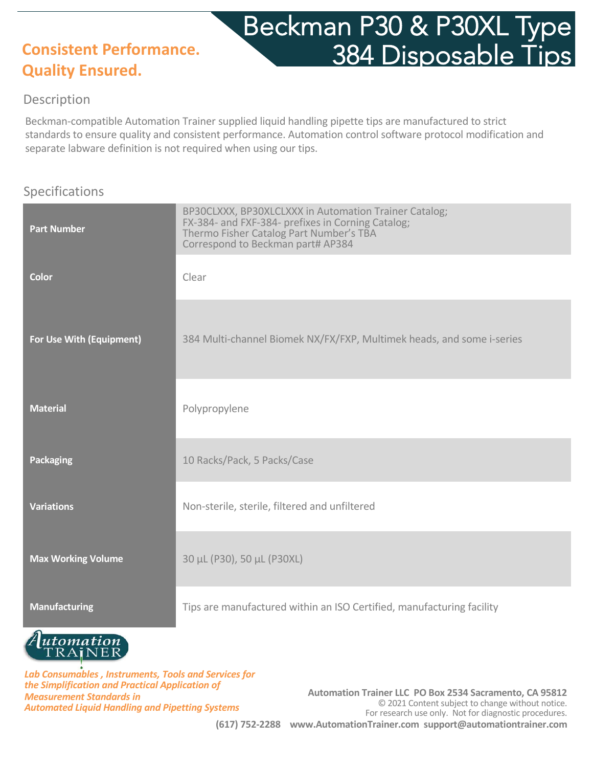# Beckman P30 & P30XL Type 384 Disposable Tips

**Consistent Performance. Quality Ensured.**

## Description

Beckman-compatible Automation Trainer supplied liquid handling pipette tips are manufactured to strict standards to ensure quality and consistent performance. Automation control software protocol modification and separate labware definition is not required when using our tips.

## Specifications

| | |
|---|---|
| **Part Number** | BP30CLXXX, BP30XLCLXXX in Automation Trainer Catalog; FX-384- and FXF-384- prefixes in Corning Catalog; Thermo Fisher Catalog Part Number's TBA Correspond to Beckman part# AP384 |
| **Color** | Clear |
| **For Use With (Equipment)** | 384 Multi-channel Biomek NX/FX/FXP, Multimek heads, and some i-series |
| **Material** | Polypropylene |
| **Packaging** | 10 Racks/Pack, 5 Packs/Case |
| **Variations** | Non-sterile, sterile, filtered and unfiltered |
| **Max Working Volume** | 30 µL (P30), 50 µL (P30XL) |
| **Manufacturing** | Tips are manufactured within an ISO Certified, manufacturing facility |

Automation TRAINER

*Lab Consumables , Instruments, Tools and Services for the Simplification and Practical Application of Measurement Standards in Automated Liquid Handling and Pipetting Systems*

**Automation Trainer LLC PO Box 2534 Sacramento, CA 95812**
© 2021 Content subject to change without notice.
For research use only. Not for diagnostic procedures.
**(617) 752-2288 www.AutomationTrainer.com support@automationtrainer.com**